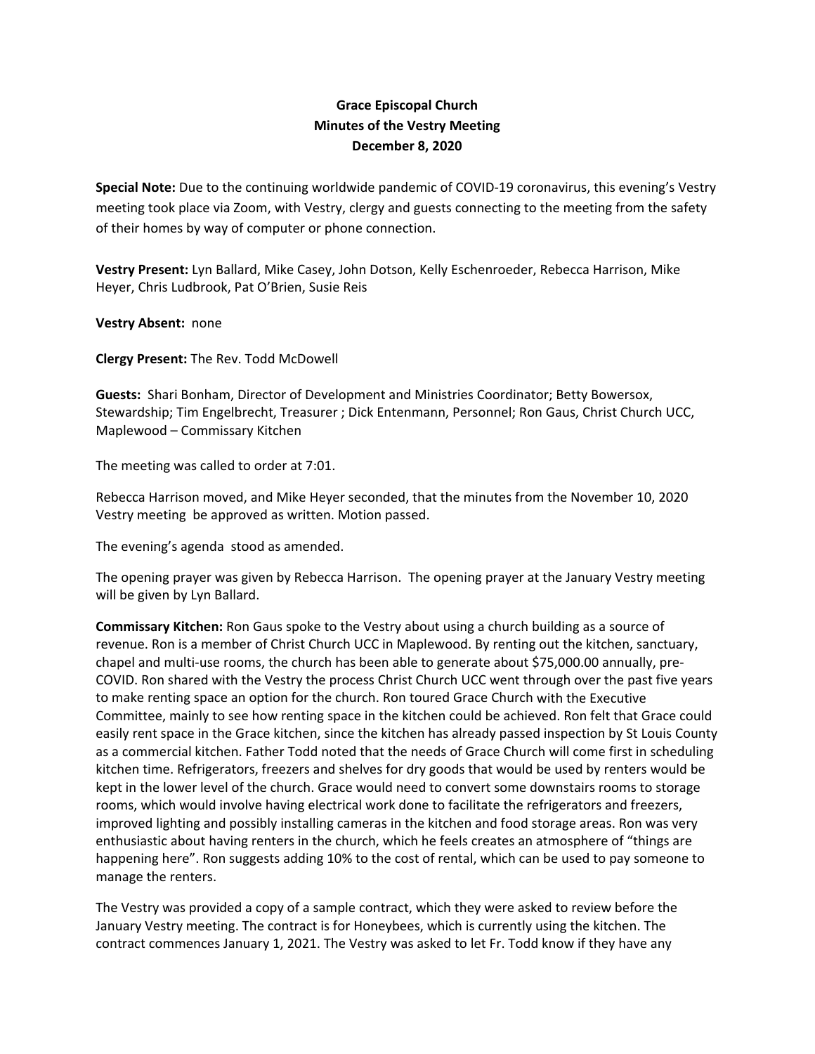**Grace Episcopal Church**
**Minutes of the Vestry Meeting**
**December 8, 2020**

**Special Note:** Due to the continuing worldwide pandemic of COVID-19 coronavirus, this evening's Vestry meeting took place via Zoom, with Vestry, clergy and guests connecting to the meeting from the safety of their homes by way of computer or phone connection.

**Vestry Present:** Lyn Ballard, Mike Casey, John Dotson, Kelly Eschenroeder, Rebecca Harrison, Mike Heyer, Chris Ludbrook, Pat O'Brien, Susie Reis

**Vestry Absent:** none

**Clergy Present:** The Rev. Todd McDowell

**Guests:** Shari Bonham, Director of Development and Ministries Coordinator; Betty Bowersox, Stewardship; Tim Engelbrecht, Treasurer ; Dick Entenmann, Personnel; Ron Gaus, Christ Church UCC, Maplewood – Commissary Kitchen

The meeting was called to order at 7:01.

Rebecca Harrison moved, and Mike Heyer seconded, that the minutes from the November 10, 2020 Vestry meeting be approved as written. Motion passed.

The evening's agenda stood as amended.

The opening prayer was given by Rebecca Harrison. The opening prayer at the January Vestry meeting will be given by Lyn Ballard.

**Commissary Kitchen:** Ron Gaus spoke to the Vestry about using a church building as a source of revenue. Ron is a member of Christ Church UCC in Maplewood. By renting out the kitchen, sanctuary, chapel and multi-use rooms, the church has been able to generate about $75,000.00 annually, pre-COVID. Ron shared with the Vestry the process Christ Church UCC went through over the past five years to make renting space an option for the church. Ron toured Grace Church with the Executive Committee, mainly to see how renting space in the kitchen could be achieved. Ron felt that Grace could easily rent space in the Grace kitchen, since the kitchen has already passed inspection by St Louis County as a commercial kitchen. Father Todd noted that the needs of Grace Church will come first in scheduling kitchen time. Refrigerators, freezers and shelves for dry goods that would be used by renters would be kept in the lower level of the church. Grace would need to convert some downstairs rooms to storage rooms, which would involve having electrical work done to facilitate the refrigerators and freezers, improved lighting and possibly installing cameras in the kitchen and food storage areas. Ron was very enthusiastic about having renters in the church, which he feels creates an atmosphere of "things are happening here". Ron suggests adding 10% to the cost of rental, which can be used to pay someone to manage the renters.

The Vestry was provided a copy of a sample contract, which they were asked to review before the January Vestry meeting. The contract is for Honeybees, which is currently using the kitchen. The contract commences January 1, 2021. The Vestry was asked to let Fr. Todd know if they have any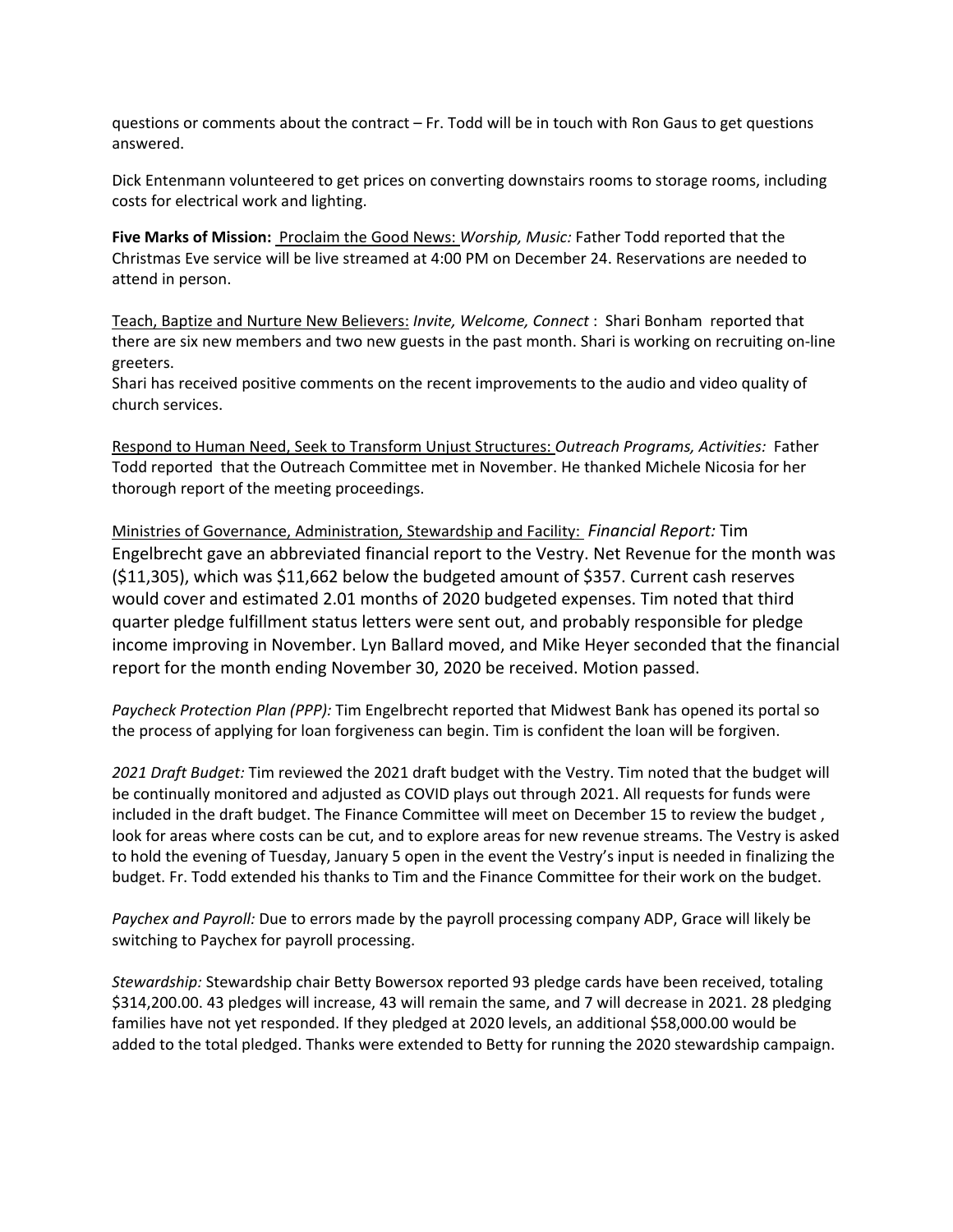questions or comments about the contract – Fr. Todd will be in touch with Ron Gaus to get questions answered.

Dick Entenmann volunteered to get prices on converting downstairs rooms to storage rooms, including costs for electrical work and lighting.

**Five Marks of Mission:** Proclaim the Good News: *Worship, Music:* Father Todd reported that the Christmas Eve service will be live streamed at 4:00 PM on December 24. Reservations are needed to attend in person.

Teach, Baptize and Nurture New Believers: *Invite, Welcome, Connect* : Shari Bonham reported that there are six new members and two new guests in the past month. Shari is working on recruiting on-line greeters.
Shari has received positive comments on the recent improvements to the audio and video quality of church services.

Respond to Human Need, Seek to Transform Unjust Structures: *Outreach Programs, Activities:* Father Todd reported that the Outreach Committee met in November. He thanked Michele Nicosia for her thorough report of the meeting proceedings.

Ministries of Governance, Administration, Stewardship and Facility: *Financial Report:* Tim Engelbrecht gave an abbreviated financial report to the Vestry. Net Revenue for the month was ($11,305), which was $11,662 below the budgeted amount of $357. Current cash reserves would cover and estimated 2.01 months of 2020 budgeted expenses. Tim noted that third quarter pledge fulfillment status letters were sent out, and probably responsible for pledge income improving in November. Lyn Ballard moved, and Mike Heyer seconded that the financial report for the month ending November 30, 2020 be received. Motion passed.

*Paycheck Protection Plan (PPP):* Tim Engelbrecht reported that Midwest Bank has opened its portal so the process of applying for loan forgiveness can begin. Tim is confident the loan will be forgiven.

*2021 Draft Budget:* Tim reviewed the 2021 draft budget with the Vestry. Tim noted that the budget will be continually monitored and adjusted as COVID plays out through 2021. All requests for funds were included in the draft budget. The Finance Committee will meet on December 15 to review the budget , look for areas where costs can be cut, and to explore areas for new revenue streams. The Vestry is asked to hold the evening of Tuesday, January 5 open in the event the Vestry's input is needed in finalizing the budget. Fr. Todd extended his thanks to Tim and the Finance Committee for their work on the budget.

*Paychex and Payroll:* Due to errors made by the payroll processing company ADP, Grace will likely be switching to Paychex for payroll processing.

*Stewardship:* Stewardship chair Betty Bowersox reported 93 pledge cards have been received, totaling $314,200.00. 43 pledges will increase, 43 will remain the same, and 7 will decrease in 2021. 28 pledging families have not yet responded. If they pledged at 2020 levels, an additional $58,000.00 would be added to the total pledged. Thanks were extended to Betty for running the 2020 stewardship campaign.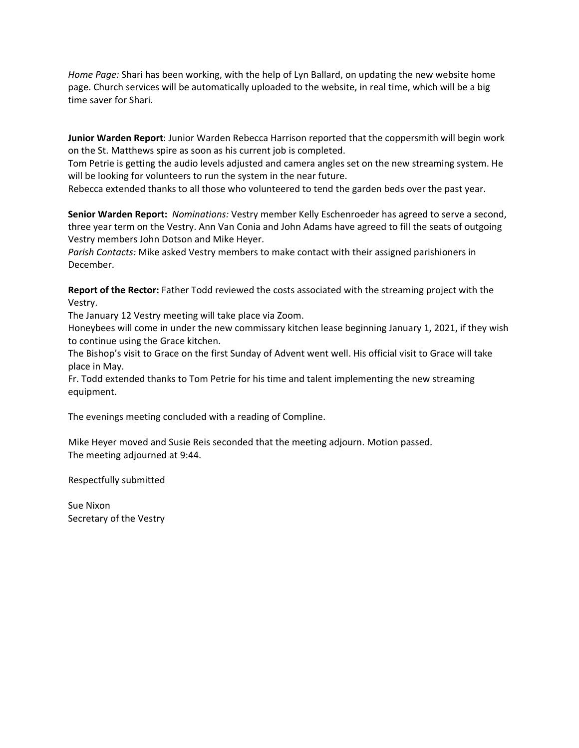*Home Page:* Shari has been working, with the help of Lyn Ballard, on updating the new website home page. Church services will be automatically uploaded to the website, in real time, which will be a big time saver for Shari.

**Junior Warden Report**: Junior Warden Rebecca Harrison reported that the coppersmith will begin work on the St. Matthews spire as soon as his current job is completed.
Tom Petrie is getting the audio levels adjusted and camera angles set on the new streaming system. He will be looking for volunteers to run the system in the near future.
Rebecca extended thanks to all those who volunteered to tend the garden beds over the past year.

**Senior Warden Report:** *Nominations:* Vestry member Kelly Eschenroeder has agreed to serve a second, three year term on the Vestry. Ann Van Conia and John Adams have agreed to fill the seats of outgoing Vestry members John Dotson and Mike Heyer.
*Parish Contacts:* Mike asked Vestry members to make contact with their assigned parishioners in December.

**Report of the Rector:** Father Todd reviewed the costs associated with the streaming project with the Vestry.
The January 12 Vestry meeting will take place via Zoom.
Honeybees will come in under the new commissary kitchen lease beginning January 1, 2021, if they wish to continue using the Grace kitchen.
The Bishop's visit to Grace on the first Sunday of Advent went well. His official visit to Grace will take place in May.
Fr. Todd extended thanks to Tom Petrie for his time and talent implementing the new streaming equipment.

The evenings meeting concluded with a reading of Compline.

Mike Heyer moved and Susie Reis seconded that the meeting adjourn. Motion passed.
The meeting adjourned at 9:44.

Respectfully submitted

Sue Nixon
Secretary of the Vestry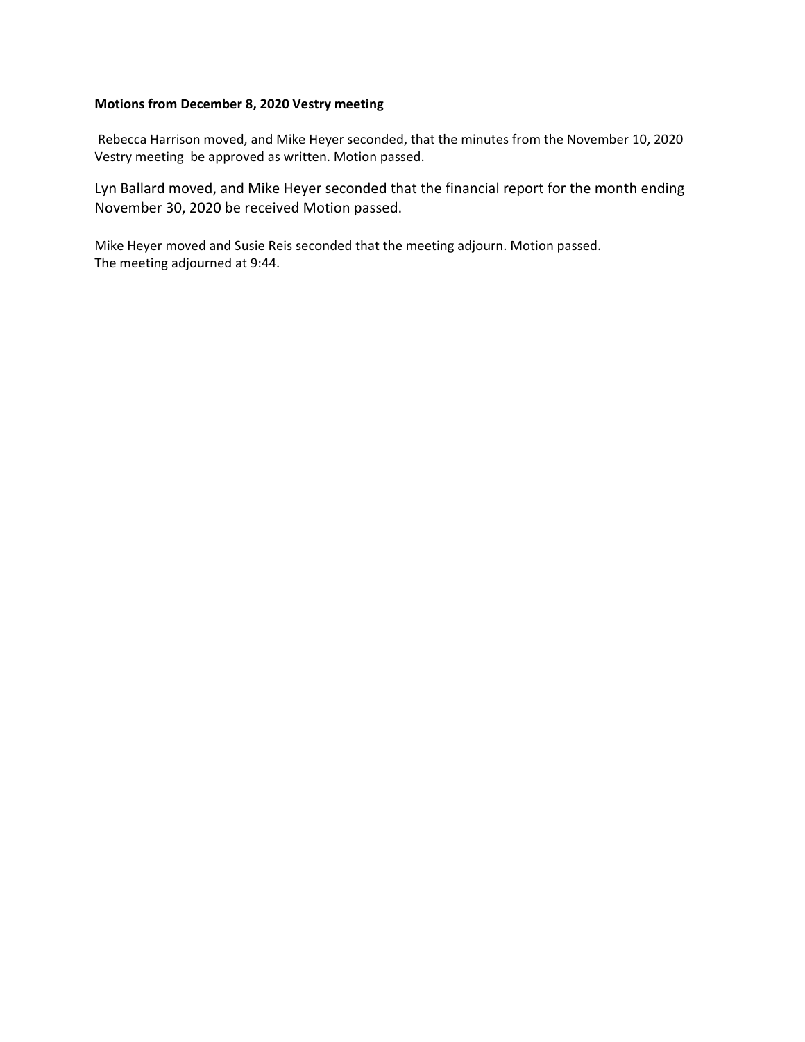**Motions from December 8, 2020 Vestry meeting**

Rebecca Harrison moved, and Mike Heyer seconded, that the minutes from the November 10, 2020 Vestry meeting be approved as written. Motion passed.

Lyn Ballard moved, and Mike Heyer seconded that the financial report for the month ending November 30, 2020 be received Motion passed.

Mike Heyer moved and Susie Reis seconded that the meeting adjourn. Motion passed.
The meeting adjourned at 9:44.